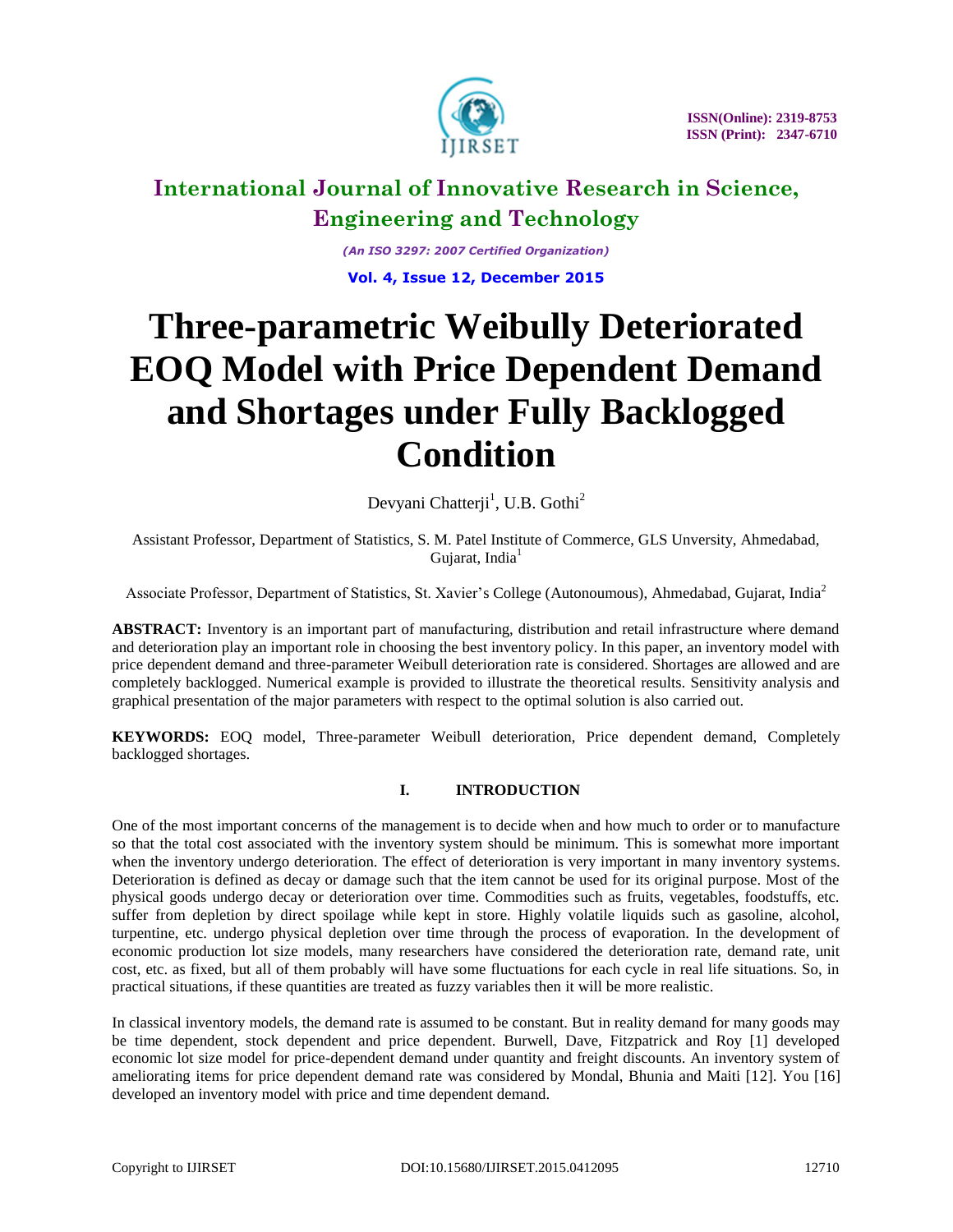# Three-parametric Weibully Deteriorated EOQ Model with Price Dependent Demand and Shortages under Fully Backlogged Condition

Devyani Chatterji[1], U.B. Gothi[2]

Assistant Professor, Department of Statistics, S. M. Patel Institute of Commerce, GLS Unversity, Ahmedabad, Gujarat, India[1]

Associate Professor, Department of Statistics, St. Xavier's College (Autonoumous), Ahmedabad, Gujarat, India[2]

**ABSTRACT:** Inventory is an important part of manufacturing, distribution and retail infrastructure where demand and deterioration play an important role in choosing the best inventory policy. In this paper, an inventory model with price dependent demand and three-parameter Weibull deterioration rate is considered. Shortages are allowed and are completely backlogged. Numerical example is provided to illustrate the theoretical results. Sensitivity analysis and graphical presentation of the major parameters with respect to the optimal solution is also carried out.

**KEYWORDS:** EOQ model, Three-parameter Weibull deterioration, Price dependent demand, Completely backlogged shortages.

## I. INTRODUCTION

One of the most important concerns of the management is to decide when and how much to order or to manufacture so that the total cost associated with the inventory system should be minimum. This is somewhat more important when the inventory undergo deterioration. The effect of deterioration is very important in many inventory systems. Deterioration is defined as decay or damage such that the item cannot be used for its original purpose. Most of the physical goods undergo decay or deterioration over time. Commodities such as fruits, vegetables, foodstuffs, etc. suffer from depletion by direct spoilage while kept in store. Highly volatile liquids such as gasoline, alcohol, turpentine, etc. undergo physical depletion over time through the process of evaporation. In the development of economic production lot size models, many researchers have considered the deterioration rate, demand rate, unit cost, etc. as fixed, but all of them probably will have some fluctuations for each cycle in real life situations. So, in practical situations, if these quantities are treated as fuzzy variables then it will be more realistic.

In classical inventory models, the demand rate is assumed to be constant. But in reality demand for many goods may be time dependent, stock dependent and price dependent. Burwell, Dave, Fitzpatrick and Roy [1] developed economic lot size model for price-dependent demand under quantity and freight discounts. An inventory system of ameliorating items for price dependent demand rate was considered by Mondal, Bhunia and Maiti [12]. You [16] developed an inventory model with price and time dependent demand.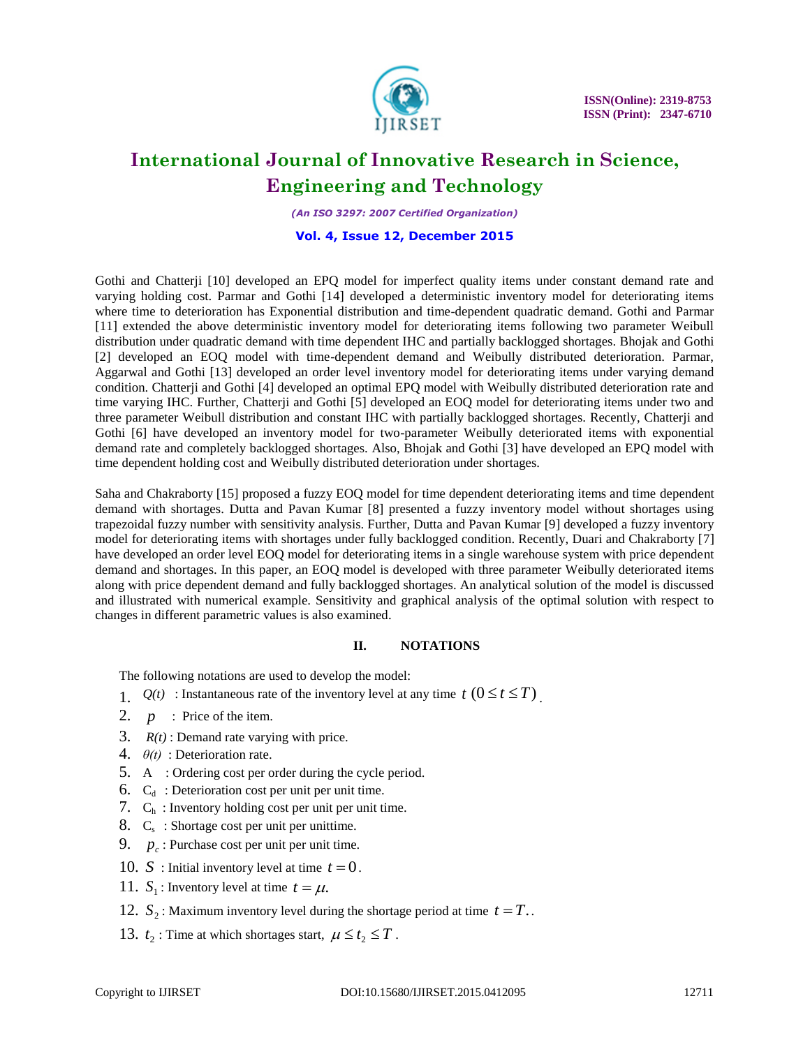Gothi and Chatterji [10] developed an EPQ model for imperfect quality items under constant demand rate and varying holding cost. Parmar and Gothi [14] developed a deterministic inventory model for deteriorating items where time to deterioration has Exponential distribution and time-dependent quadratic demand. Gothi and Parmar [11] extended the above deterministic inventory model for deteriorating items following two parameter Weibull distribution under quadratic demand with time dependent IHC and partially backlogged shortages. Bhojak and Gothi [2] developed an EOQ model with time-dependent demand and Weibully distributed deterioration. Parmar, Aggarwal and Gothi [13] developed an order level inventory model for deteriorating items under varying demand condition. Chatterji and Gothi [4] developed an optimal EPQ model with Weibully distributed deterioration rate and time varying IHC. Further, Chatterji and Gothi [5] developed an EOQ model for deteriorating items under two and three parameter Weibull distribution and constant IHC with partially backlogged shortages. Recently, Chatterji and Gothi [6] have developed an inventory model for two-parameter Weibully deteriorated items with exponential demand rate and completely backlogged shortages. Also, Bhojak and Gothi [3] have developed an EPQ model with time dependent holding cost and Weibully distributed deterioration under shortages.

Saha and Chakraborty [15] proposed a fuzzy EOQ model for time dependent deteriorating items and time dependent demand with shortages. Dutta and Pavan Kumar [8] presented a fuzzy inventory model without shortages using trapezoidal fuzzy number with sensitivity analysis. Further, Dutta and Pavan Kumar [9] developed a fuzzy inventory model for deteriorating items with shortages under fully backlogged condition. Recently, Duari and Chakraborty [7] have developed an order level EOQ model for deteriorating items in a single warehouse system with price dependent demand and shortages. In this paper, an EOQ model is developed with three parameter Weibully deteriorated items along with price dependent demand and fully backlogged shortages. An analytical solution of the model is discussed and illustrated with numerical example. Sensitivity and graphical analysis of the optimal solution with respect to changes in different parametric values is also examined.

## II. NOTATIONS

The following notations are used to develop the model:

1. *Q(t)* : Instantaneous rate of the inventory level at any time $t$ $(0 \le t \le T)$.
2. $p$ : Price of the item.
3. *R(t)* : Demand rate varying with price.
4. *θ(t)* : Deterioration rate.
5. A : Ordering cost per order during the cycle period.
6. $C_d$ : Deterioration cost per unit per unit time.
7. $C_h$ : Inventory holding cost per unit per unit time.
8. $C_s$ : Shortage cost per unit per unittime.
9. $p_c$ : Purchase cost per unit per unit time.
10. $S$ : Initial inventory level at time $t = 0$.
11. $S_1$ : Inventory level at time $t = \mu$.
12. $S_2$ : Maximum inventory level during the shortage period at time $t = T$..
13. $t_2$ : Time at which shortages start, $\mu \le t_2 \le T$.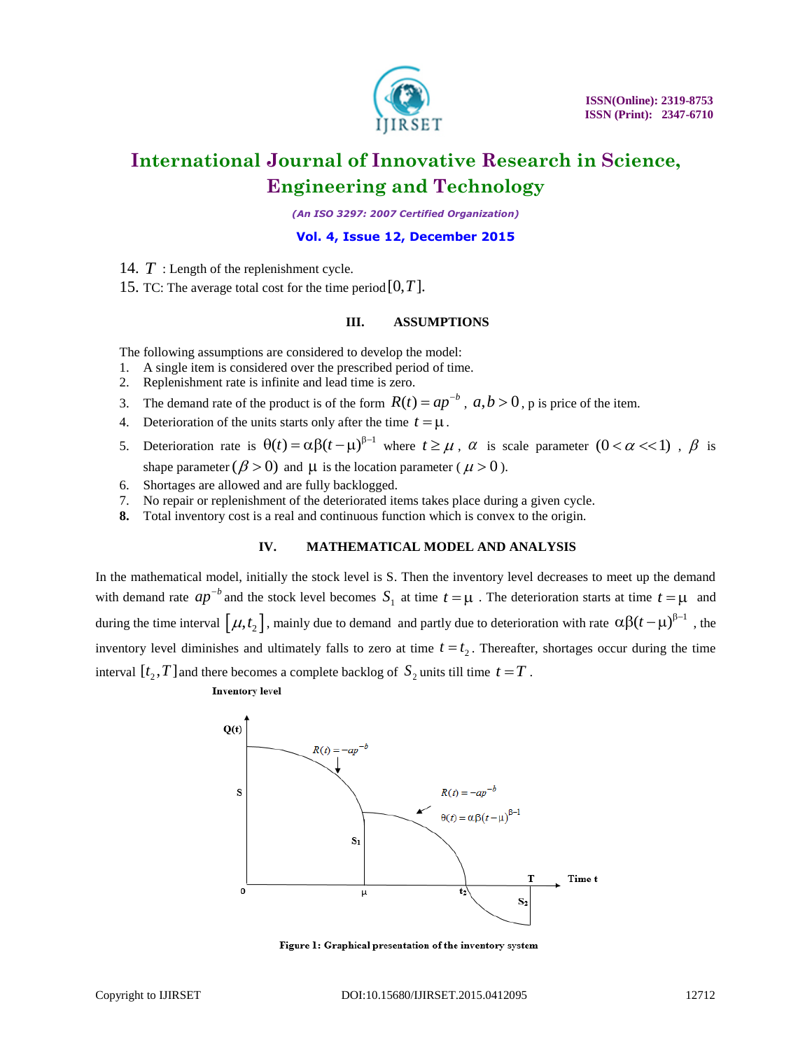14. $T$ : Length of the replenishment cycle.
15. TC: The average total cost for the time period $[0,T]$.

## III. ASSUMPTIONS

The following assumptions are considered to develop the model:

1. A single item is considered over the prescribed period of time.
2. Replenishment rate is infinite and lead time is zero.
3. The demand rate of the product is of the form $R(t) = ap^{-b}$ , $a,b > 0$, p is price of the item.
4. Deterioration of the units starts only after the time $t = \mu$.
5. Deterioration rate is $\theta(t) = \alpha\beta(t-\mu)^{\beta-1}$ where $t \geq \mu$ , $\alpha$ is scale parameter $(0 < \alpha << 1)$ , $\beta$ is shape parameter $(\beta > 0)$ and $\mu$ is the location parameter ( $\mu > 0$ ).
6. Shortages are allowed and are fully backlogged.
7. No repair or replenishment of the deteriorated items takes place during a given cycle.
8. Total inventory cost is a real and continuous function which is convex to the origin.

## IV. MATHEMATICAL MODEL AND ANALYSIS

In the mathematical model, initially the stock level is S. Then the inventory level decreases to meet up the demand with demand rate $ap^{-b}$ and the stock level becomes $S_1$ at time $t = \mu$ . The deterioration starts at time $t = \mu$ and during the time interval $[\mu, t_2]$, mainly due to demand and partly due to deterioration with rate $\alpha\beta(t-\mu)^{\beta-1}$ , the inventory level diminishes and ultimately falls to zero at time $t = t_2$. Thereafter, shortages occur during the time interval $[t_2, T]$ and there becomes a complete backlog of $S_2$ units till time $t = T$ .

**Figure 1: Graphical presentation of the inventory system**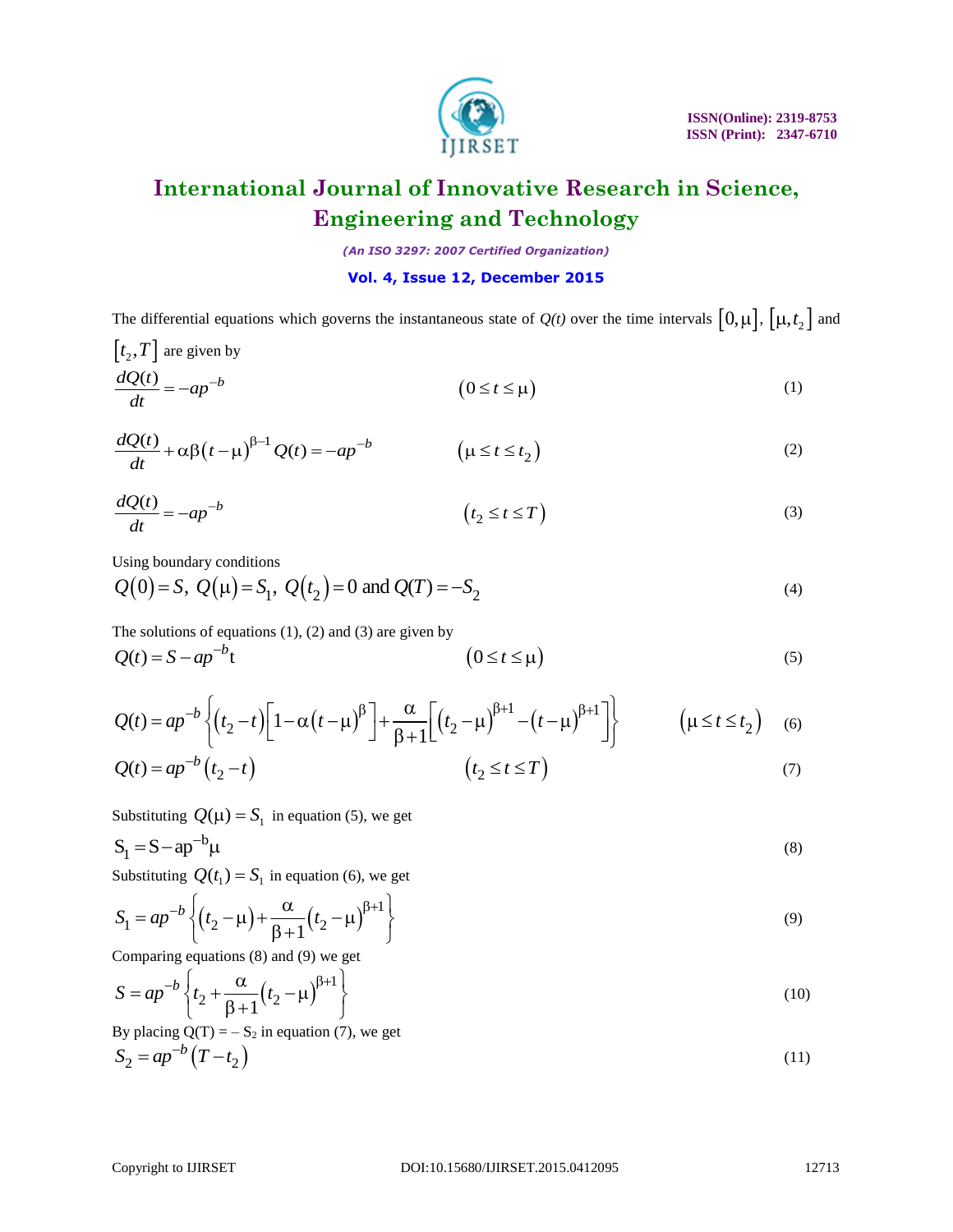The differential equations which governs the instantaneous state of $Q(t)$ over the time intervals $[0,\mu]$, $[\mu,t_2]$ and $[t_2,T]$ are given by

$$\frac{dQ(t)}{dt} = -ap^{-b} \qquad (0 \le t \le \mu) \tag{1}$$

$$\frac{dQ(t)}{dt} + \alpha\beta(t-\mu)^{\beta-1}Q(t) = -ap^{-b} \qquad (\mu \le t \le t_2) \tag{2}$$

$$\frac{dQ(t)}{dt} = -ap^{-b} \qquad (t_2 \le t \le T) \tag{3}$$

Using boundary conditions

$$Q(0) = S,\ Q(\mu) = S_1,\ Q(t_2) = 0 \text{ and } Q(T) = -S_2 \tag{4}$$

The solutions of equations (1), (2) and (3) are given by

$$Q(t) = S - ap^{-b}\text{t} \qquad (0 \le t \le \mu) \tag{5}$$

$$Q(t) = ap^{-b}\left\{(t_2 - t)\left[1 - \alpha(t-\mu)^{\beta}\right] + \frac{\alpha}{\beta+1}\left[(t_2-\mu)^{\beta+1} - (t-\mu)^{\beta+1}\right]\right\} \qquad (\mu \le t \le t_2) \tag{6}$$

$$Q(t) = ap^{-b}(t_2 - t) \qquad (t_2 \le t \le T) \tag{7}$$

Substituting $Q(\mu) = S_1$ in equation (5), we get

$$\text{S}_1 = \text{S} - \text{ap}^{-\text{b}}\mu \tag{8}$$

Substituting $Q(t_1) = S_1$ in equation (6), we get

$$S_1 = ap^{-b}\left\{(t_2 - \mu) + \frac{\alpha}{\beta+1}(t_2-\mu)^{\beta+1}\right\} \tag{9}$$

Comparing equations (8) and (9) we get

$$S = ap^{-b}\left\{t_2 + \frac{\alpha}{\beta+1}(t_2-\mu)^{\beta+1}\right\} \tag{10}$$

By placing Q(T) = – $S_2$ in equation (7), we get

$$S_2 = ap^{-b}(T - t_2) \tag{11}$$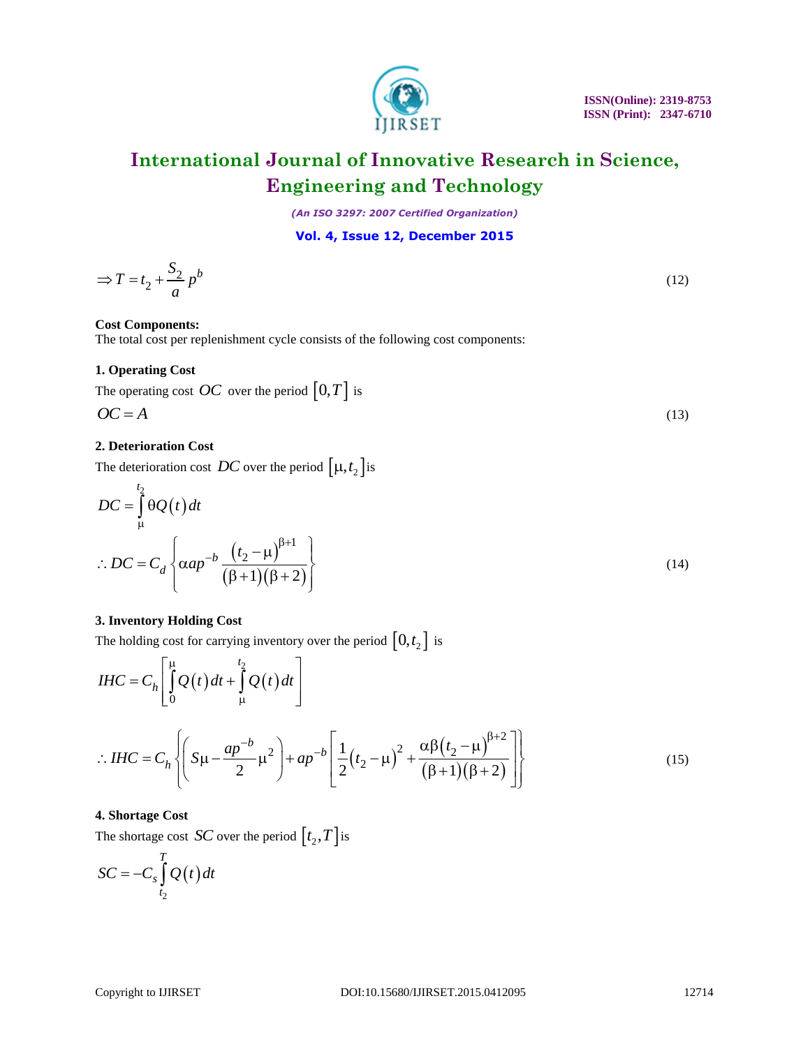$$\Rightarrow T = t_2 + \frac{S_2}{a} p^b \tag{12}$$

**Cost Components:**

The total cost per replenishment cycle consists of the following cost components:

**1. Operating Cost**

The operating cost $OC$ over the period $[0,T]$ is

$$OC = A \tag{13}$$

**2. Deterioration Cost**

The deterioration cost $DC$ over the period $[\mu, t_2]$ is

$$DC = \int_{\mu}^{t_2} \theta Q(t)\, dt$$

$$\therefore DC = C_d \left\{ \alpha a p^{-b} \frac{(t_2 - \mu)^{\beta+1}}{(\beta+1)(\beta+2)} \right\} \tag{14}$$

**3. Inventory Holding Cost**

The holding cost for carrying inventory over the period $[0, t_2]$ is

$$IHC = C_h \left[ \int_0^{\mu} Q(t)\, dt + \int_{\mu}^{t_2} Q(t)\, dt \right]$$

$$\therefore IHC = C_h \left\{ \left( S\mu - \frac{ap^{-b}}{2}\mu^2 \right) + ap^{-b} \left[ \frac{1}{2}(t_2 - \mu)^2 + \frac{\alpha\beta (t_2 - \mu)^{\beta+2}}{(\beta+1)(\beta+2)} \right] \right\} \tag{15}$$

**4. Shortage Cost**

The shortage cost $SC$ over the period $[t_2, T]$ is

$$SC = -C_s \int_{t_2}^{T} Q(t)\, dt$$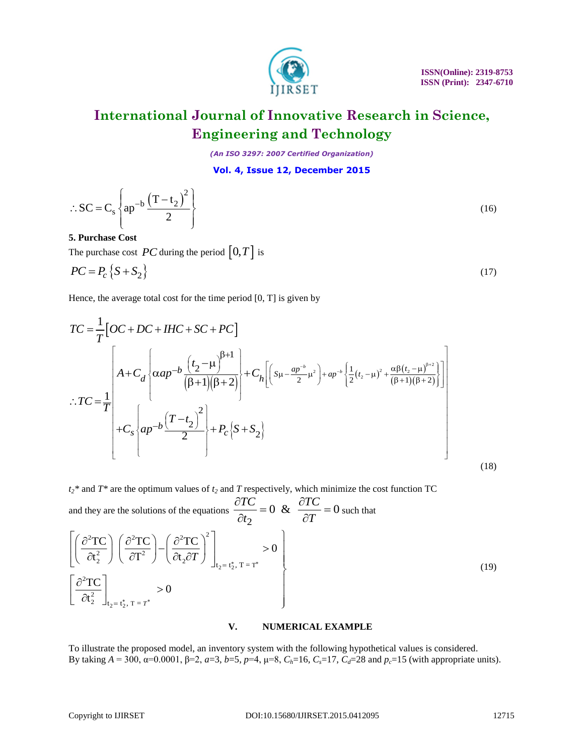$$\therefore \mathrm{SC} = \mathrm{C_s}\left\{ \mathrm{ap^{-b}} \frac{\left(\mathrm{T} - \mathrm{t_2}\right)^2}{2} \right\} \tag{16}$$

**5. Purchase Cost**

The purchase cost $PC$ during the period $\left[0, T\right]$ is

$$PC = P_c\left\{ S + S_2 \right\} \tag{17}$$

Hence, the average total cost for the time period [0, T] is given by

$$TC = \frac{1}{T}\left[ OC + DC + IHC + SC + PC \right]$$

$$\therefore TC = \frac{1}{T}\left[ \begin{array}{l} A + C_d\left\{ \alpha a p^{-b} \dfrac{\left(t_2 - \mu\right)^{\beta+1}}{\left(\beta+1\right)\left(\beta+2\right)} \right\} + C_h\left[ \left( S\mu - \dfrac{ap^{-b}}{2}\mu^2 \right) + ap^{-b}\left\{ \dfrac{1}{2}\left(t_2 - \mu\right)^2 + \dfrac{\alpha\beta\left(t_2 - \mu\right)^{\beta+2}}{(\beta+1)(\beta+2)} \right\} \right] \\ + C_s\left\{ ap^{-b} \dfrac{\left(T - t_2\right)^2}{2} \right\} + P_c\left\{ S + S_2 \right\} \end{array} \right] \tag{18}$$

$t_2$* and $T$* are the optimum values of $t_2$ and $T$ respectively, which minimize the cost function TC and they are the solutions of the equations $\dfrac{\partial TC}{\partial t_2} = 0$ & $\dfrac{\partial TC}{\partial T} = 0$ such that

$$\left. \begin{array}{l} \left[ \left( \dfrac{\partial^2 \mathrm{TC}}{\partial \mathrm{t}_2^2} \right) \left( \dfrac{\partial^2 \mathrm{TC}}{\partial \mathrm{T}^2} \right) - \left( \dfrac{\partial^2 \mathrm{TC}}{\partial \mathrm{t}_2 \partial T} \right)^2 \right]_{\mathrm{t_2 = t_2^*,\ T = T^*}} > 0 \\ \left[ \dfrac{\partial^2 \mathrm{TC}}{\partial \mathrm{t}_2^2} \right]_{\mathrm{t_2 = t_2^*,\ T = }T^*} > 0 \end{array} \right\} \tag{19}$$

## V. NUMERICAL EXAMPLE

To illustrate the proposed model, an inventory system with the following hypothetical values is considered. By taking $A$ = 300, $\alpha$=0.0001, $\beta$=2, $a$=3, $b$=5, $p$=4, $\mu$=8, $C_h$=16, $C_s$=17, $C_d$=28 and $p_c$=15 (with appropriate units).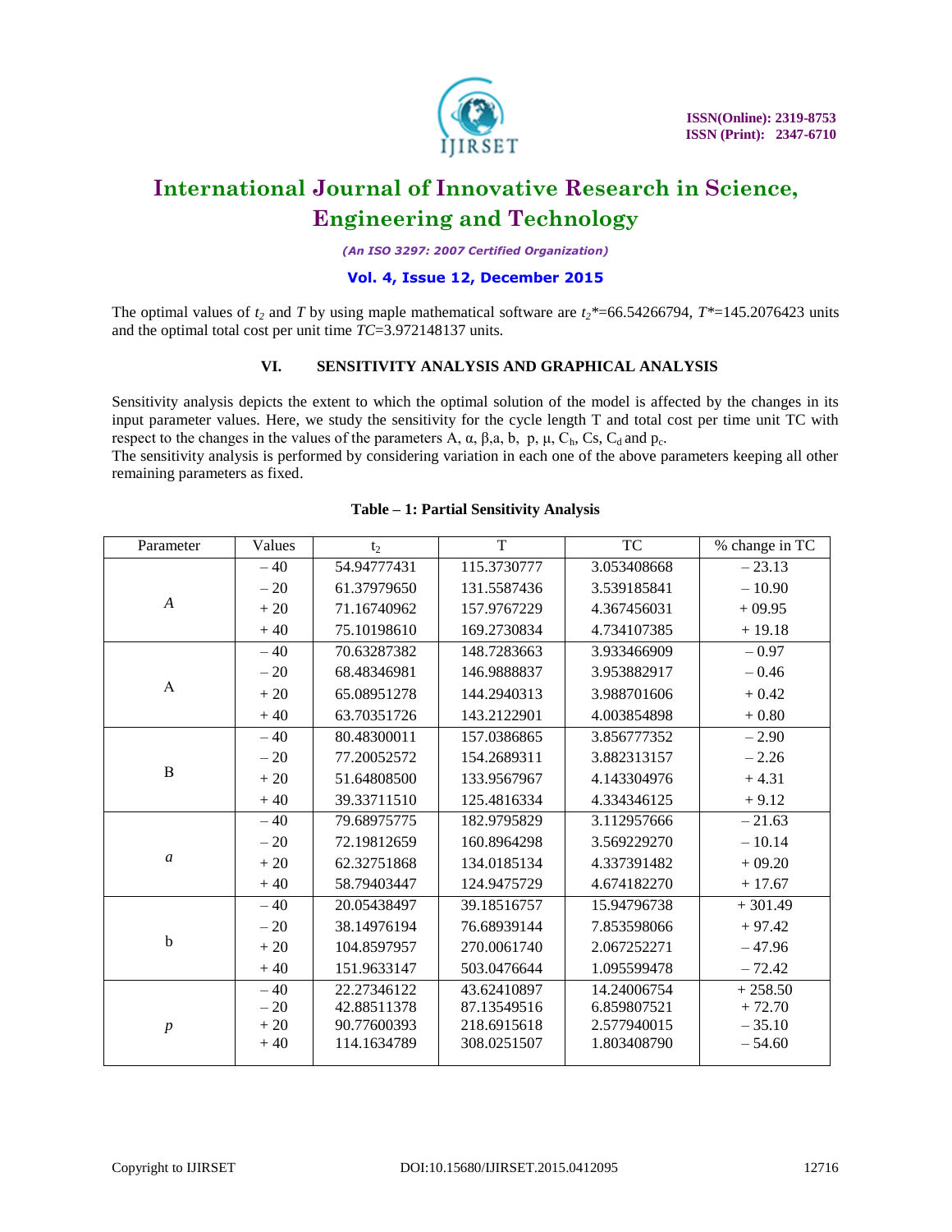The optimal values of $t_2$ and $T$ by using maple mathematical software are $t_2$*=66.54266794, $T$*=145.2076423 units and the optimal total cost per unit time $TC$=3.972148137 units.

## VI. SENSITIVITY ANALYSIS AND GRAPHICAL ANALYSIS

Sensitivity analysis depicts the extent to which the optimal solution of the model is affected by the changes in its input parameter values. Here, we study the sensitivity for the cycle length T and total cost per time unit TC with respect to the changes in the values of the parameters A, α, β,a, b, p, μ, $C_h$, Cs, $C_d$ and $p_c$.

The sensitivity analysis is performed by considering variation in each one of the above parameters keeping all other remaining parameters as fixed.

**Table – 1: Partial Sensitivity Analysis**

| Parameter | Values | $t_2$ | T | TC | % change in TC |
|---|---|---|---|---|---|
| *A* | – 40 | 54.94777431 | 115.3730777 | 3.053408668 | – 23.13 |
| | – 20 | 61.37979650 | 131.5587436 | 3.539185841 | – 10.90 |
| | + 20 | 71.16740962 | 157.9767229 | 4.367456031 | + 09.95 |
| | + 40 | 75.10198610 | 169.2730834 | 4.734107385 | + 19.18 |
| A | – 40 | 70.63287382 | 148.7283663 | 3.933466909 | – 0.97 |
| | – 20 | 68.48346981 | 146.9888837 | 3.953882917 | – 0.46 |
| | + 20 | 65.08951278 | 144.2940313 | 3.988701606 | + 0.42 |
| | + 40 | 63.70351726 | 143.2122901 | 4.003854898 | + 0.80 |
| B | – 40 | 80.48300011 | 157.0386865 | 3.856777352 | – 2.90 |
| | – 20 | 77.20052572 | 154.2689311 | 3.882313157 | – 2.26 |
| | + 20 | 51.64808500 | 133.9567967 | 4.143304976 | + 4.31 |
| | + 40 | 39.33711510 | 125.4816334 | 4.334346125 | + 9.12 |
| *a* | – 40 | 79.68975775 | 182.9795829 | 3.112957666 | – 21.63 |
| | – 20 | 72.19812659 | 160.8964298 | 3.569229270 | – 10.14 |
| | + 20 | 62.32751868 | 134.0185134 | 4.337391482 | + 09.20 |
| | + 40 | 58.79403447 | 124.9475729 | 4.674182270 | + 17.67 |
| b | – 40 | 20.05438497 | 39.18516757 | 15.94796738 | + 301.49 |
| | – 20 | 38.14976194 | 76.68939144 | 7.853598066 | + 97.42 |
| | + 20 | 104.8597957 | 270.0061740 | 2.067252271 | – 47.96 |
| | + 40 | 151.9633147 | 503.0476644 | 1.095599478 | – 72.42 |
| *p* | – 40 | 22.27346122 | 43.62410897 | 14.24006754 | + 258.50 |
| | – 20 | 42.88511378 | 87.13549516 | 6.859807521 | + 72.70 |
| | + 20 | 90.77600393 | 218.6915618 | 2.577940015 | – 35.10 |
| | + 40 | 114.1634789 | 308.0251507 | 1.803408790 | – 54.60 |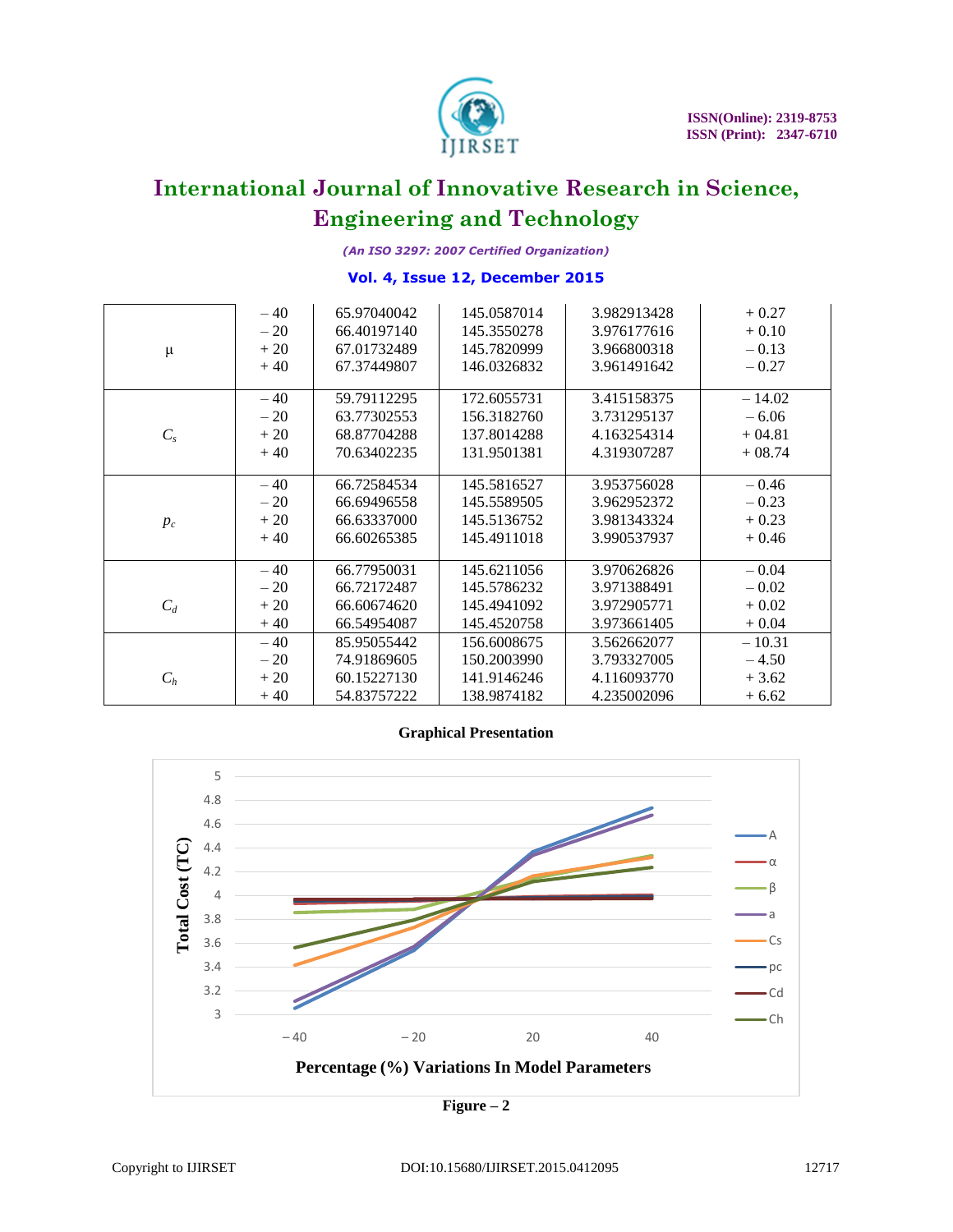| | | | | | |
|---|---|---|---|---|---|
| μ | – 40<br>– 20<br>+ 20<br>+ 40 | 65.97040042<br>66.40197140<br>67.01732489<br>67.37449807 | 145.0587014<br>145.3550278<br>145.7820999<br>146.0326832 | 3.982913428<br>3.976177616<br>3.966800318<br>3.961491642 | + 0.27<br>+ 0.10<br>– 0.13<br>– 0.27 |
| $C_s$ | – 40<br>– 20<br>+ 20<br>+ 40 | 59.79112295<br>63.77302553<br>68.87704288<br>70.63402235 | 172.6055731<br>156.3182760<br>137.8014288<br>131.9501381 | 3.415158375<br>3.731295137<br>4.163254314<br>4.319307287 | – 14.02<br>– 6.06<br>+ 04.81<br>+ 08.74 |
| $p_c$ | – 40<br>– 20<br>+ 20<br>+ 40 | 66.72584534<br>66.69496558<br>66.63337000<br>66.60265385 | 145.5816527<br>145.5589505<br>145.5136752<br>145.4911018 | 3.953756028<br>3.962952372<br>3.981343324<br>3.990537937 | – 0.46<br>– 0.23<br>+ 0.23<br>+ 0.46 |
| $C_d$ | – 40<br>– 20<br>+ 20<br>+ 40 | 66.77950031<br>66.72172487<br>66.60674620<br>66.54954087 | 145.6211056<br>145.5786232<br>145.4941092<br>145.4520758 | 3.970626826<br>3.971388491<br>3.972905771<br>3.973661405 | – 0.04<br>– 0.02<br>+ 0.02<br>+ 0.04 |
| $C_h$ | – 40<br>– 20<br>+ 20<br>+ 40 | 85.95055442<br>74.91869605<br>60.15227130<br>54.83757222 | 156.6008675<br>150.2003990<br>141.9146246<br>138.9874182 | 3.562662077<br>3.793327005<br>4.116093770<br>4.235002096 | – 10.31<br>– 4.50<br>+ 3.62<br>+ 6.62 |

**Graphical Presentation**

**Figure – 2**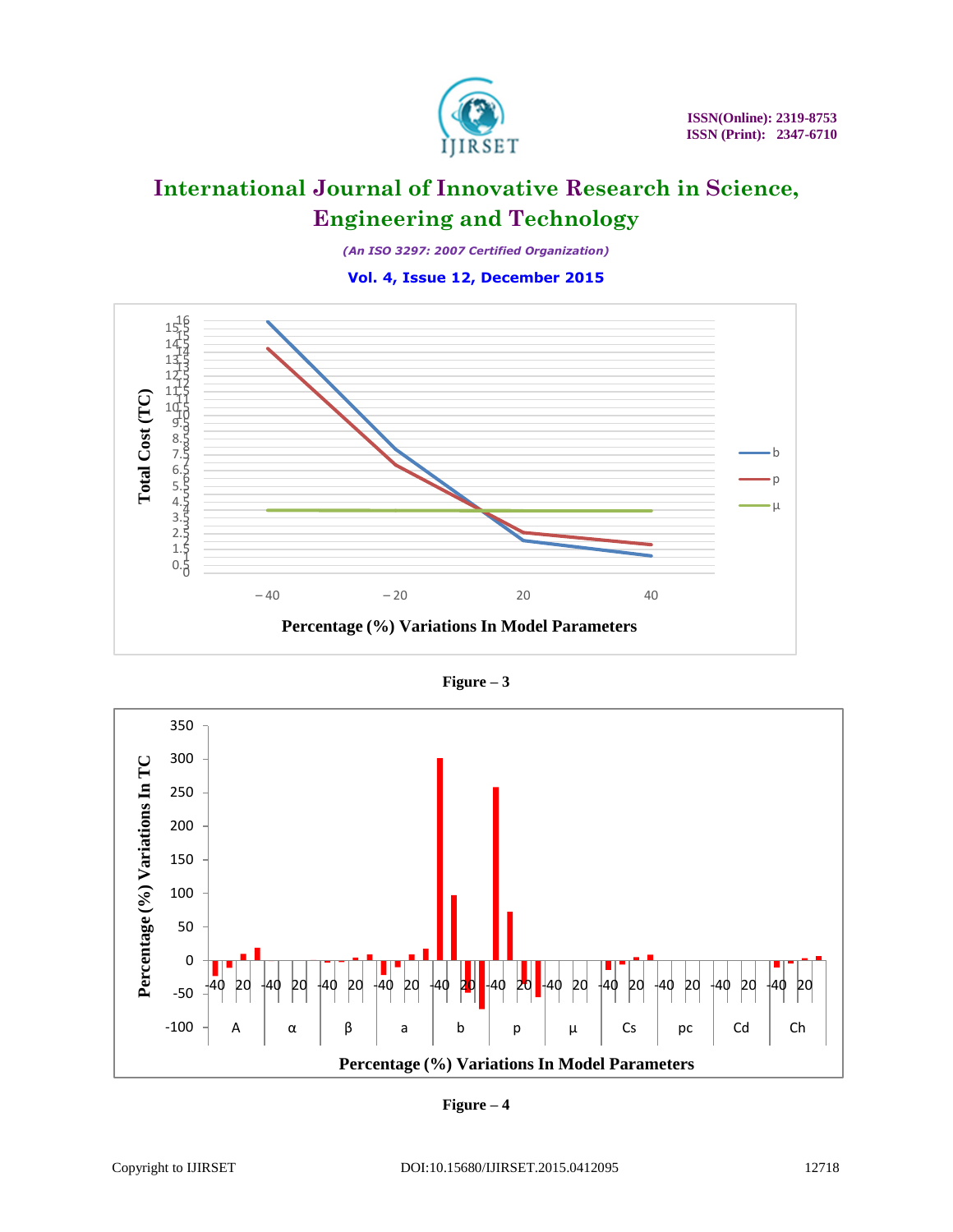Figure – 3

Figure – 4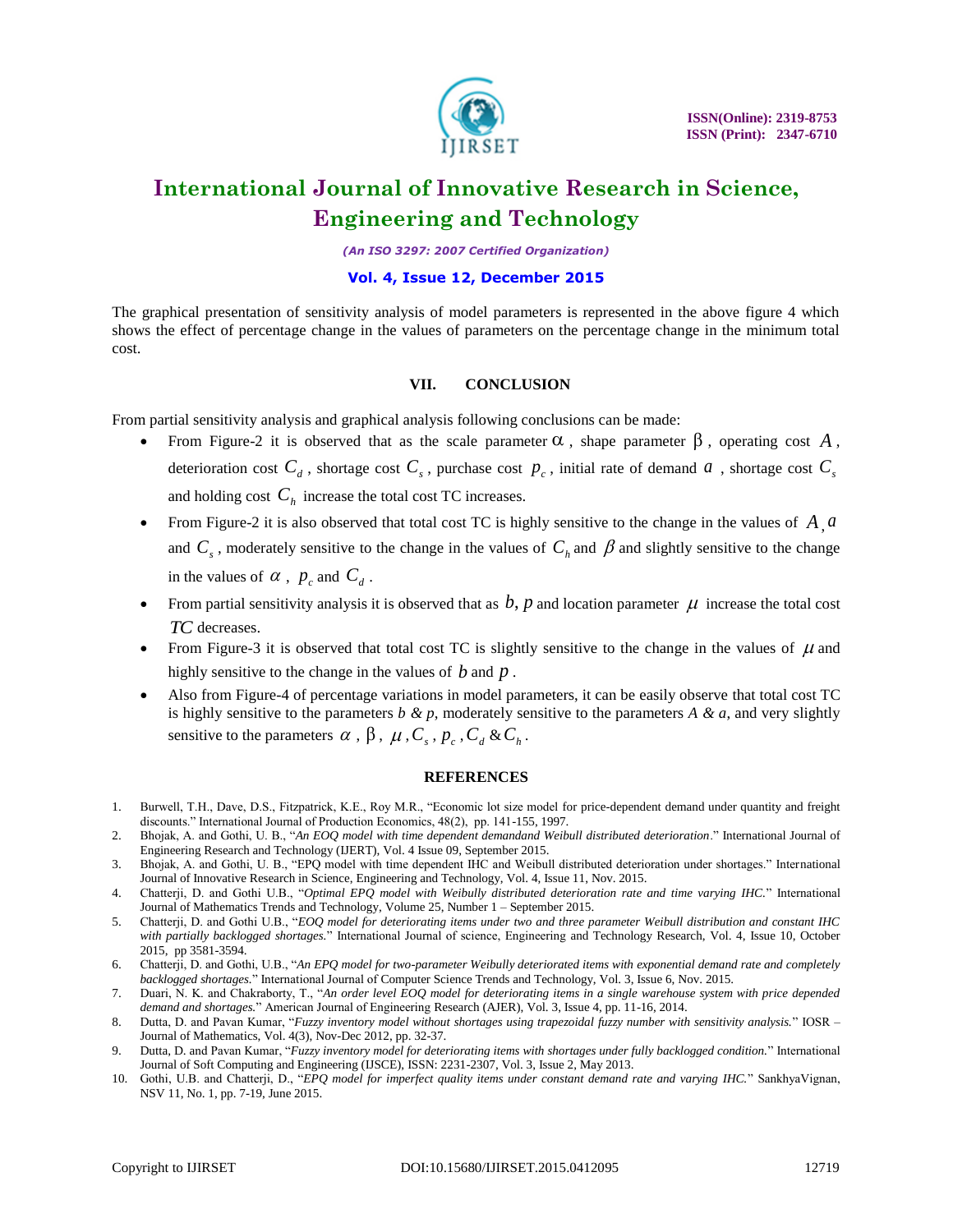The graphical presentation of sensitivity analysis of model parameters is represented in the above figure 4 which shows the effect of percentage change in the values of parameters on the percentage change in the minimum total cost.

## VII. CONCLUSION

From partial sensitivity analysis and graphical analysis following conclusions can be made:

- From Figure-2 it is observed that as the scale parameter $\alpha$, shape parameter $\beta$, operating cost $A$, deterioration cost $C_d$, shortage cost $C_s$, purchase cost $p_c$, initial rate of demand $a$, shortage cost $C_s$ and holding cost $C_h$ increase the total cost TC increases.
- From Figure-2 it is also observed that total cost TC is highly sensitive to the change in the values of $A$, $a$ and $C_s$, moderately sensitive to the change in the values of $C_h$ and $\beta$ and slightly sensitive to the change in the values of $\alpha$, $p_c$ and $C_d$.
- From partial sensitivity analysis it is observed that as $b$, $p$ and location parameter $\mu$ increase the total cost $TC$ decreases.
- From Figure-3 it is observed that total cost TC is slightly sensitive to the change in the values of $\mu$ and highly sensitive to the change in the values of $b$ and $p$.
- Also from Figure-4 of percentage variations in model parameters, it can be easily observe that total cost TC is highly sensitive to the parameters *b & p*, moderately sensitive to the parameters *A & a*, and very slightly sensitive to the parameters $\alpha$, $\beta$, $\mu$, $C_s$, $p_c$, $C_d$ & $C_h$.

## REFERENCES

1. Burwell, T.H., Dave, D.S., Fitzpatrick, K.E., Roy M.R., "Economic lot size model for price-dependent demand under quantity and freight discounts." International Journal of Production Economics, 48(2), pp. 141-155, 1997.
2. Bhojak, A. and Gothi, U. B., "*An EOQ model with time dependent demandand Weibull distributed deterioration*." International Journal of Engineering Research and Technology (IJERT), Vol. 4 Issue 09, September 2015.
3. Bhojak, A. and Gothi, U. B., "EPQ model with time dependent IHC and Weibull distributed deterioration under shortages." International Journal of Innovative Research in Science, Engineering and Technology, Vol. 4, Issue 11, Nov. 2015.
4. Chatterji, D. and Gothi U.B., "*Optimal EPQ model with Weibully distributed deterioration rate and time varying IHC.*" International Journal of Mathematics Trends and Technology, Volume 25, Number 1 – September 2015.
5. Chatterji, D. and Gothi U.B., "*EOQ model for deteriorating items under two and three parameter Weibull distribution and constant IHC with partially backlogged shortages.*" International Journal of science, Engineering and Technology Research, Vol. 4, Issue 10, October 2015, pp 3581-3594.
6. Chatterji, D. and Gothi, U.B., "*An EPQ model for two-parameter Weibully deteriorated items with exponential demand rate and completely backlogged shortages*." International Journal of Computer Science Trends and Technology, Vol. 3, Issue 6, Nov. 2015.
7. Duari, N. K. and Chakraborty, T., "*An order level EOQ model for deteriorating items in a single warehouse system with price depended demand and shortages.*" American Journal of Engineering Research (AJER), Vol. 3, Issue 4, pp. 11-16, 2014.
8. Dutta, D. and Pavan Kumar, "*Fuzzy inventory model without shortages using trapezoidal fuzzy number with sensitivity analysis.*" IOSR – Journal of Mathematics, Vol. 4(3), Nov-Dec 2012, pp. 32-37.
9. Dutta, D. and Pavan Kumar, "*Fuzzy inventory model for deteriorating items with shortages under fully backlogged condition.*" International Journal of Soft Computing and Engineering (IJSCE), ISSN: 2231-2307, Vol. 3, Issue 2, May 2013.
10. Gothi, U.B. and Chatterji, D., "*EPQ model for imperfect quality items under constant demand rate and varying IHC.*" SankhyaVignan, NSV 11, No. 1, pp. 7-19, June 2015.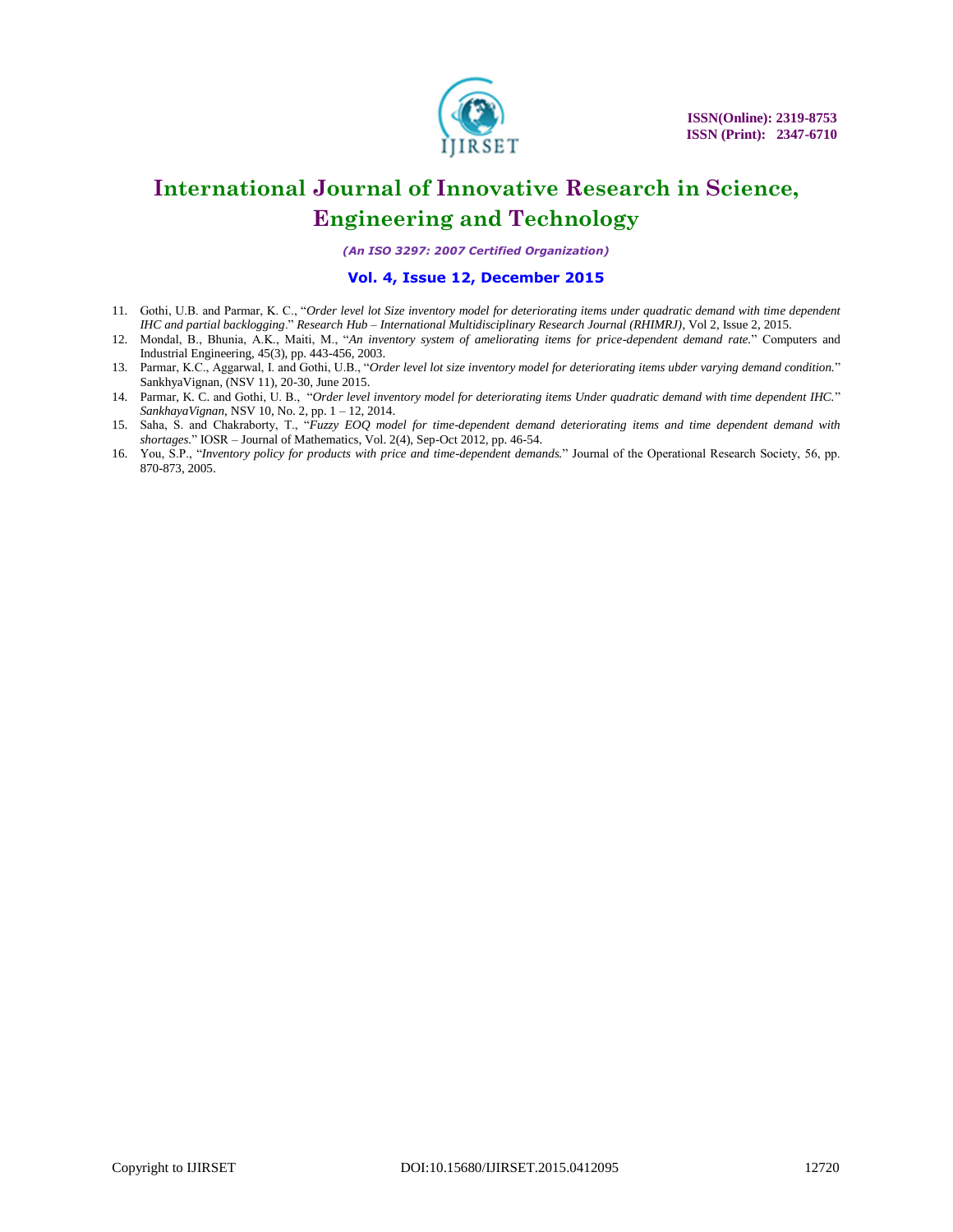11. Gothi, U.B. and Parmar, K. C., "*Order level lot Size inventory model for deteriorating items under quadratic demand with time dependent IHC and partial backlogging*." *Research Hub – International Multidisciplinary Research Journal (RHIMRJ)*, Vol 2, Issue 2, 2015.
12. Mondal, B., Bhunia, A.K., Maiti, M., "*An inventory system of ameliorating items for price-dependent demand rate.*" Computers and Industrial Engineering, 45(3), pp. 443-456, 2003.
13. Parmar, K.C., Aggarwal, I. and Gothi, U.B., "*Order level lot size inventory model for deteriorating items ubder varying demand condition.*" SankhyaVignan, (NSV 11), 20-30, June 2015.
14. Parmar, K. C. and Gothi, U. B., "*Order level inventory model for deteriorating items Under quadratic demand with time dependent IHC.*" *SankhayaVignan*, NSV 10, No. 2, pp. 1 – 12, 2014.
15. Saha, S. and Chakraborty, T., "*Fuzzy EOQ model for time-dependent demand deteriorating items and time dependent demand with shortages.*" IOSR – Journal of Mathematics, Vol. 2(4), Sep-Oct 2012, pp. 46-54.
16. You, S.P., "*Inventory policy for products with price and time-dependent demands.*" Journal of the Operational Research Society, 56, pp. 870-873, 2005.